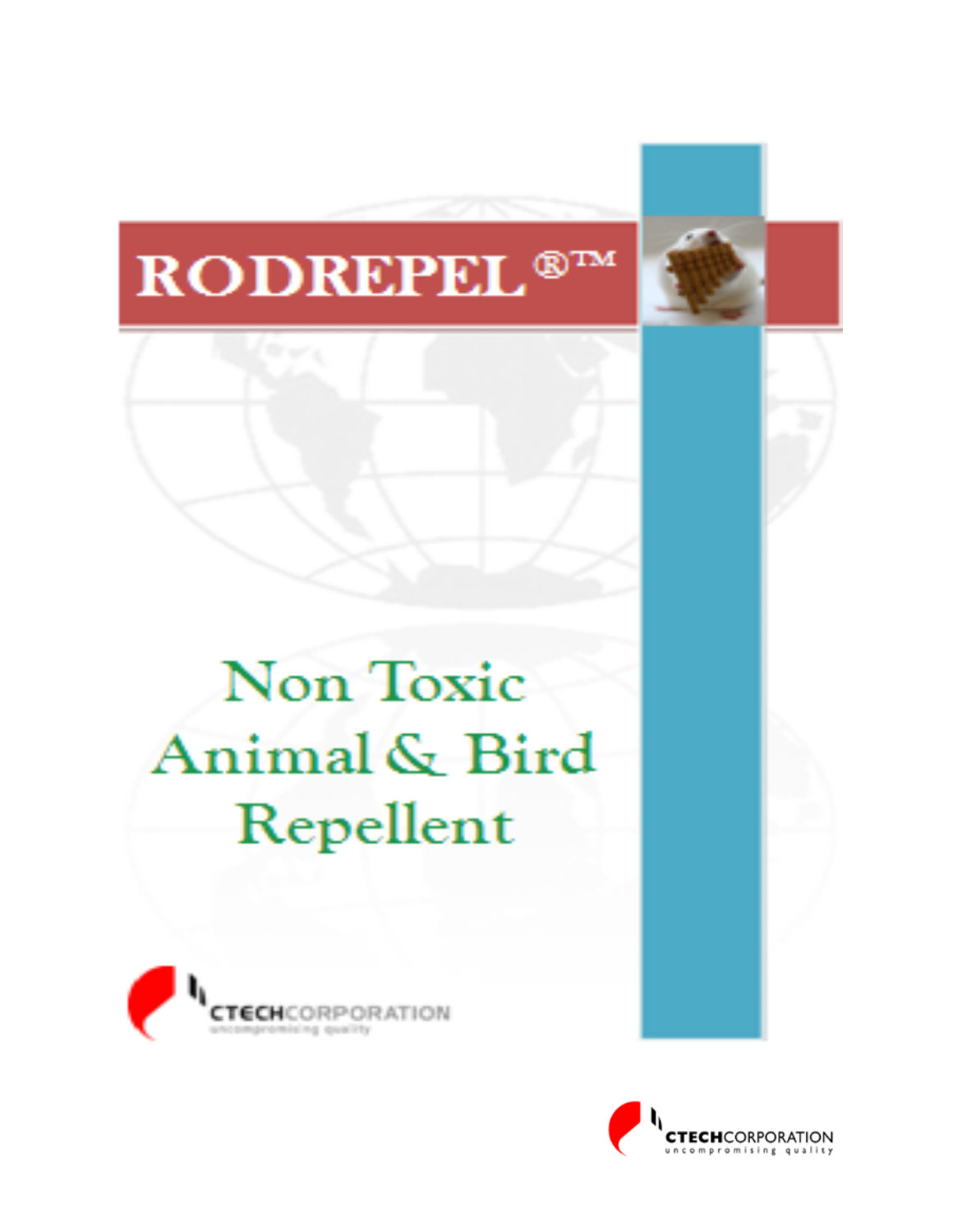# RODREPEL®™

## Non Toxic Animal & Bird Repellent

CTECHCORPORATION
uncompromising quality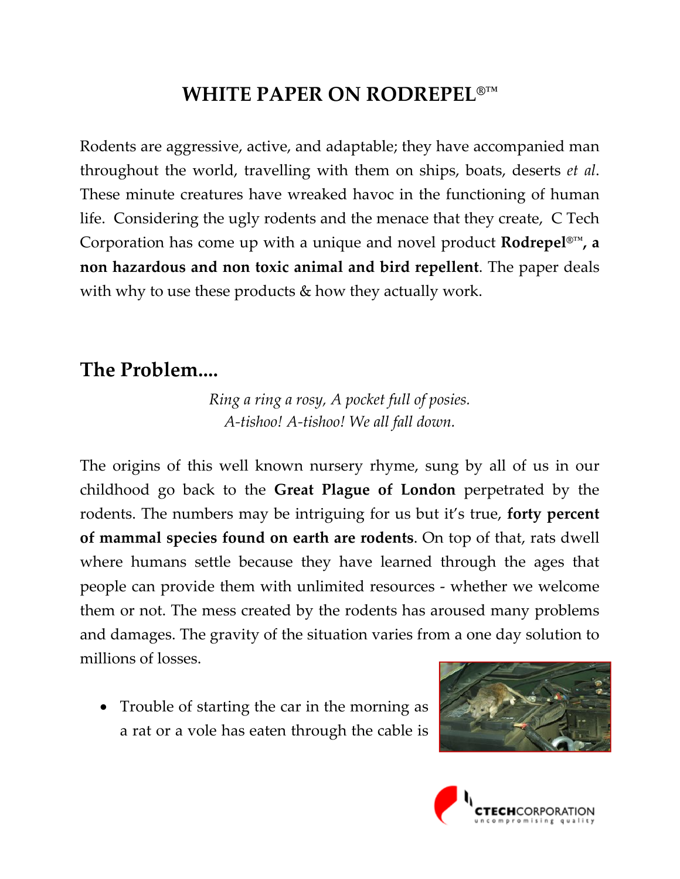# WHITE PAPER ON RODREPEL®™

Rodents are aggressive, active, and adaptable; they have accompanied man throughout the world, travelling with them on ships, boats, deserts *et al*. These minute creatures have wreaked havoc in the functioning of human life. Considering the ugly rodents and the menace that they create, C Tech Corporation has come up with a unique and novel product **Rodrepel®™, a non hazardous and non toxic animal and bird repellent**. The paper deals with why to use these products & how they actually work.

## The Problem....

*Ring a ring a rosy, A pocket full of posies.*
*A-tishoo! A-tishoo! We all fall down.*

The origins of this well known nursery rhyme, sung by all of us in our childhood go back to the **Great Plague of London** perpetrated by the rodents. The numbers may be intriguing for us but it's true, **forty percent of mammal species found on earth are rodents**. On top of that, rats dwell where humans settle because they have learned through the ages that people can provide them with unlimited resources - whether we welcome them or not. The mess created by the rodents has aroused many problems and damages. The gravity of the situation varies from a one day solution to millions of losses.

- Trouble of starting the car in the morning as a rat or a vole has eaten through the cable is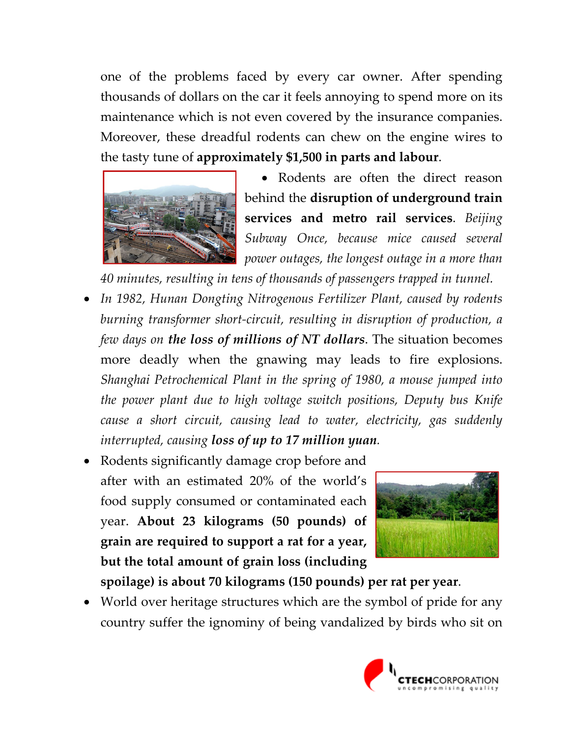one of the problems faced by every car owner. After spending thousands of dollars on the car it feels annoying to spend more on its maintenance which is not even covered by the insurance companies. Moreover, these dreadful rodents can chew on the engine wires to the tasty tune of **approximately $1,500 in parts and labour**.

- Rodents are often the direct reason behind the **disruption of underground train services and metro rail services**. *Beijing Subway Once, because mice caused several power outages, the longest outage in a more than 40 minutes, resulting in tens of thousands of passengers trapped in tunnel.*
- *In 1982, Hunan Dongting Nitrogenous Fertilizer Plant, caused by rodents burning transformer short-circuit, resulting in disruption of production, a few days on* ***the loss of millions of NT dollars***. The situation becomes more deadly when the gnawing may leads to fire explosions. *Shanghai Petrochemical Plant in the spring of 1980, a mouse jumped into the power plant due to high voltage switch positions, Deputy bus Knife cause a short circuit, causing lead to water, electricity, gas suddenly interrupted, causing* ***loss of up to 17 million yuan****.*
- Rodents significantly damage crop before and after with an estimated 20% of the world's food supply consumed or contaminated each year. **About 23 kilograms (50 pounds) of grain are required to support a rat for a year, but the total amount of grain loss (including spoilage) is about 70 kilograms (150 pounds) per rat per year**.
- World over heritage structures which are the symbol of pride for any country suffer the ignominy of being vandalized by birds who sit on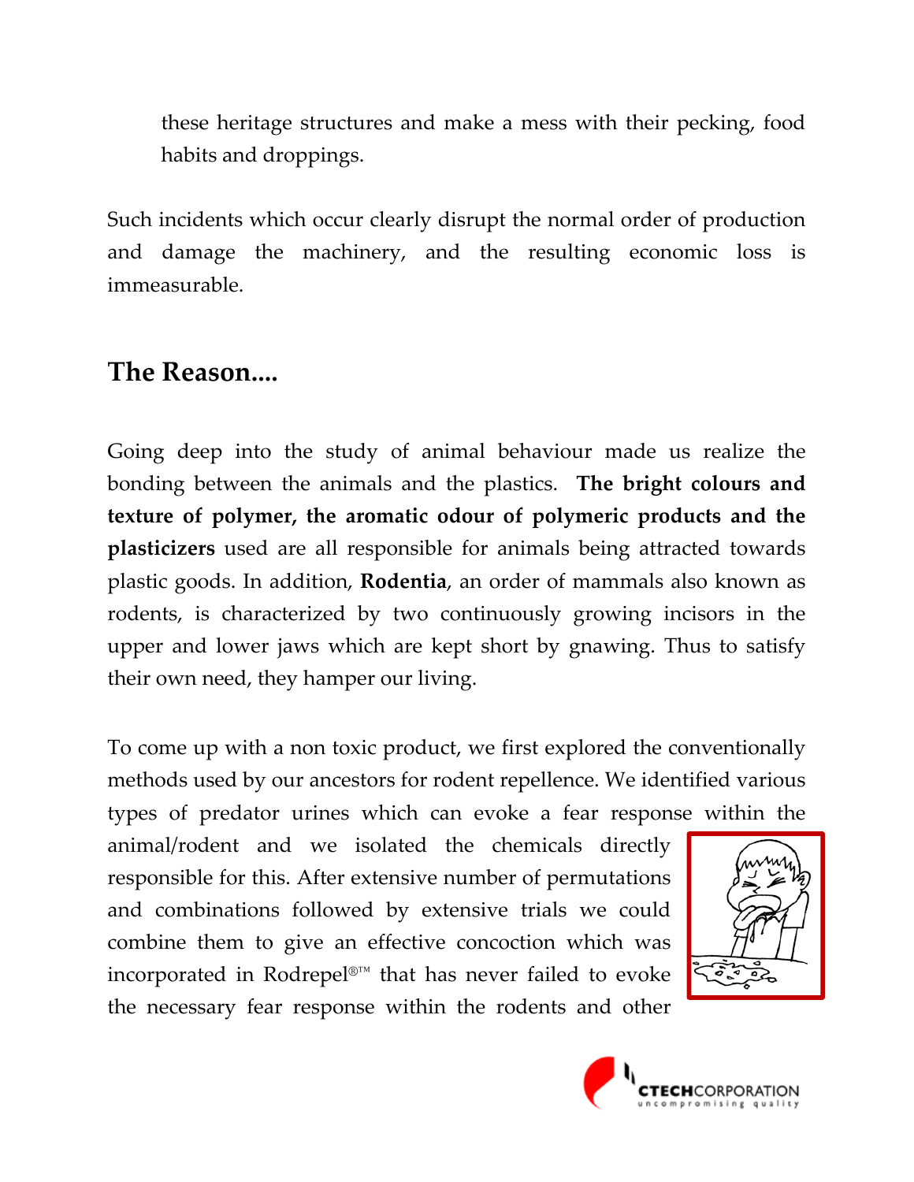these heritage structures and make a mess with their pecking, food habits and droppings.

Such incidents which occur clearly disrupt the normal order of production and damage the machinery, and the resulting economic loss is immeasurable.

## The Reason....

Going deep into the study of animal behaviour made us realize the bonding between the animals and the plastics. **The bright colours and texture of polymer, the aromatic odour of polymeric products and the plasticizers** used are all responsible for animals being attracted towards plastic goods. In addition, **Rodentia**, an order of mammals also known as rodents, is characterized by two continuously growing incisors in the upper and lower jaws which are kept short by gnawing. Thus to satisfy their own need, they hamper our living.

To come up with a non toxic product, we first explored the conventionally methods used by our ancestors for rodent repellence. We identified various types of predator urines which can evoke a fear response within the animal/rodent and we isolated the chemicals directly responsible for this. After extensive number of permutations and combinations followed by extensive trials we could combine them to give an effective concoction which was incorporated in Rodrepel®™ that has never failed to evoke the necessary fear response within the rodents and other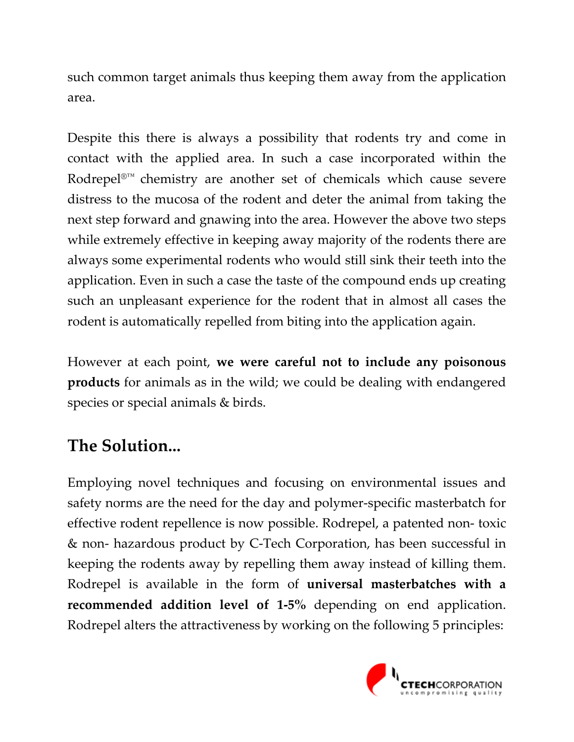such common target animals thus keeping them away from the application area.

Despite this there is always a possibility that rodents try and come in contact with the applied area. In such a case incorporated within the Rodrepel®™ chemistry are another set of chemicals which cause severe distress to the mucosa of the rodent and deter the animal from taking the next step forward and gnawing into the area. However the above two steps while extremely effective in keeping away majority of the rodents there are always some experimental rodents who would still sink their teeth into the application. Even in such a case the taste of the compound ends up creating such an unpleasant experience for the rodent that in almost all cases the rodent is automatically repelled from biting into the application again.

However at each point, **we were careful not to include any poisonous products** for animals as in the wild; we could be dealing with endangered species or special animals & birds.

## The Solution...

Employing novel techniques and focusing on environmental issues and safety norms are the need for the day and polymer-specific masterbatch for effective rodent repellence is now possible. Rodrepel, a patented non- toxic & non- hazardous product by C-Tech Corporation, has been successful in keeping the rodents away by repelling them away instead of killing them. Rodrepel is available in the form of **universal masterbatches with a recommended addition level of 1-5%** depending on end application. Rodrepel alters the attractiveness by working on the following 5 principles: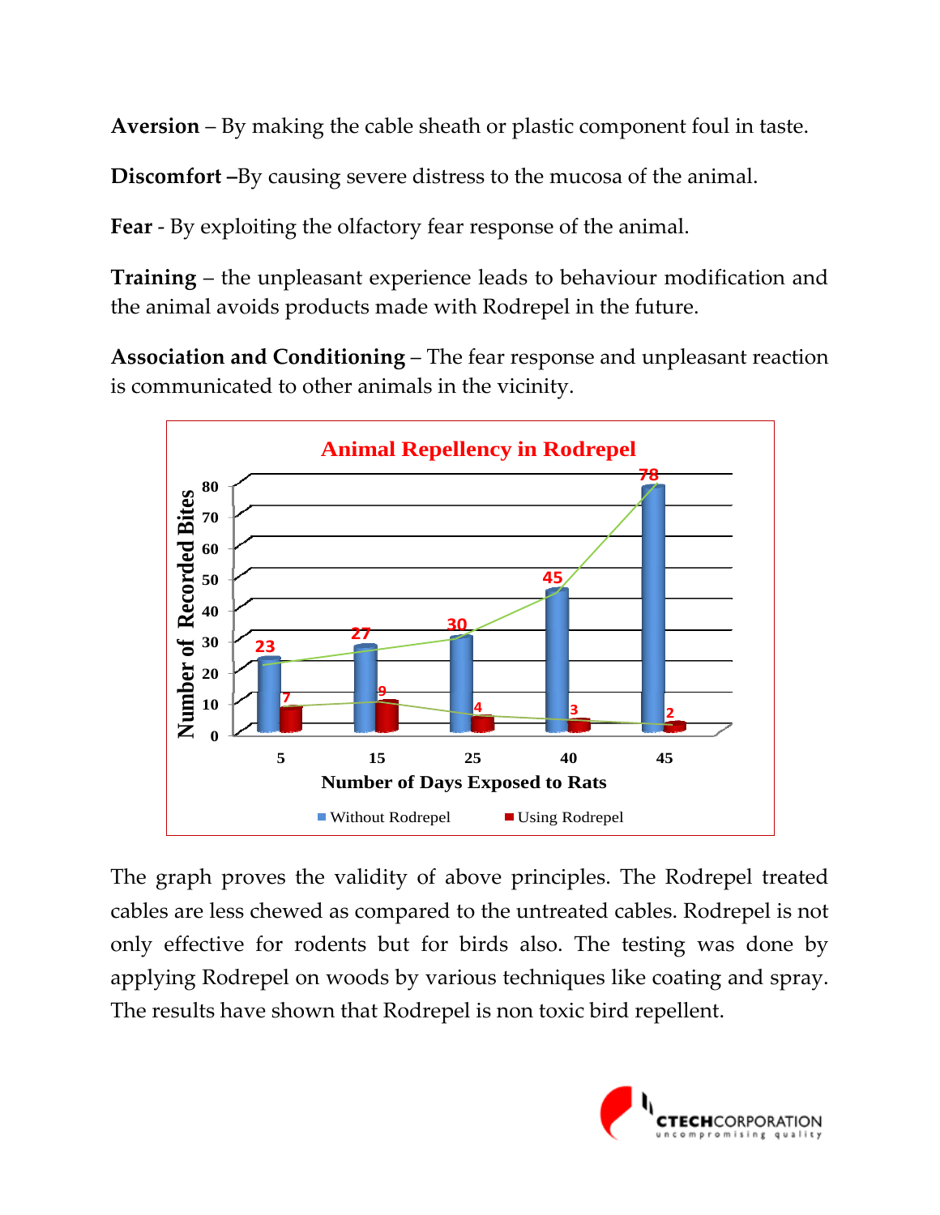**Aversion** – By making the cable sheath or plastic component foul in taste.

**Discomfort** –By causing severe distress to the mucosa of the animal.

**Fear** - By exploiting the olfactory fear response of the animal.

**Training** – the unpleasant experience leads to behaviour modification and the animal avoids products made with Rodrepel in the future.

**Association and Conditioning** – The fear response and unpleasant reaction is communicated to other animals in the vicinity.

**Animal Repellency in Rodrepel**

| Number of Days Exposed to Rats | Without Rodrepel (Number of Recorded Bites) | Using Rodrepel (Number of Recorded Bites) |
|---|---|---|
| 5 | 23 | 7 |
| 15 | 27 | 9 |
| 25 | 30 | 4 |
| 40 | 45 | 3 |
| 45 | 78 | 2 |

The graph proves the validity of above principles. The Rodrepel treated cables are less chewed as compared to the untreated cables. Rodrepel is not only effective for rodents but for birds also. The testing was done by applying Rodrepel on woods by various techniques like coating and spray. The results have shown that Rodrepel is non toxic bird repellent.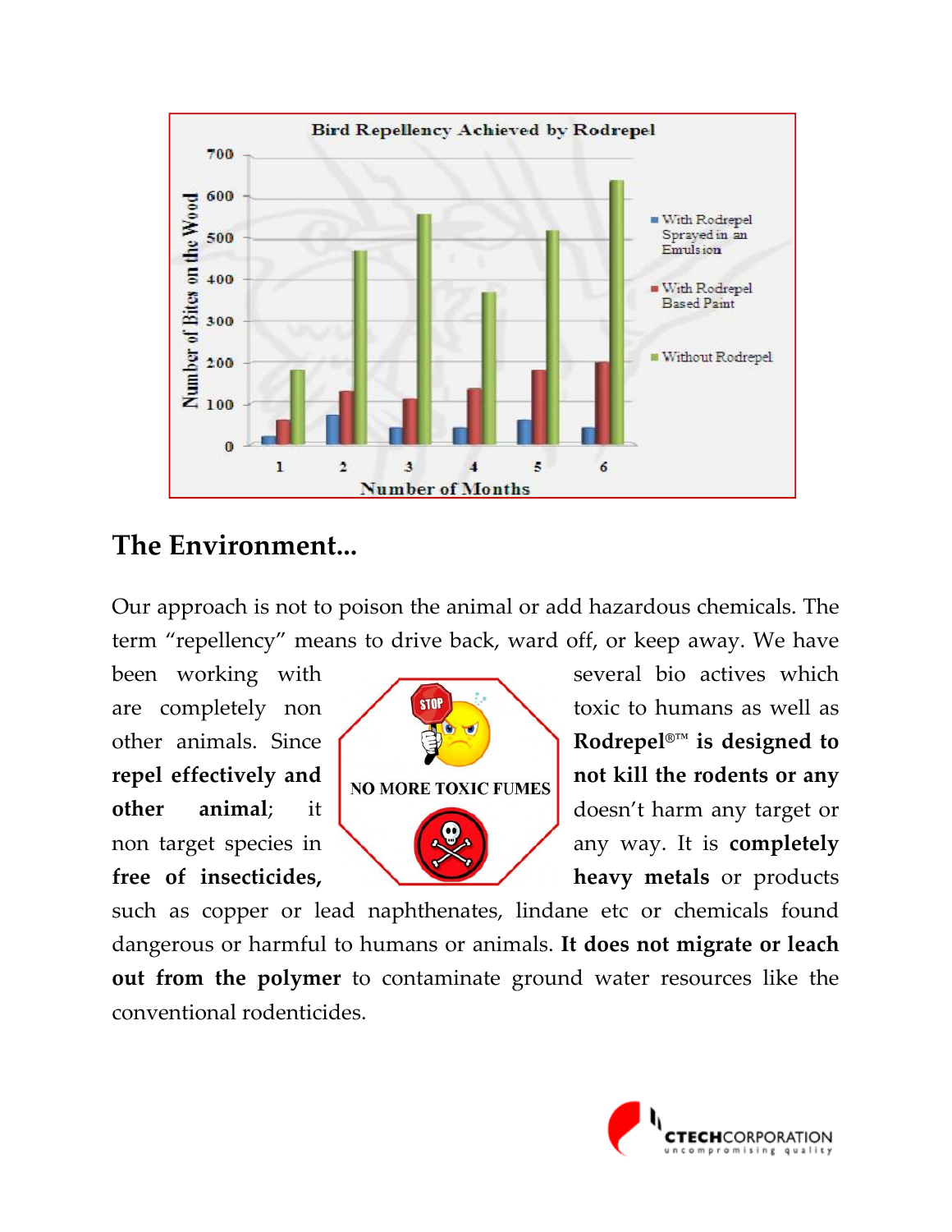Bird Repellency Achieved by Rodrepel

## The Environment...

Our approach is not to poison the animal or add hazardous chemicals. The term "repellency" means to drive back, ward off, or keep away. We have been working with several bio actives which are completely non toxic to humans as well as other animals. Since **Rodrepel®™ is designed to repel effectively and not kill the rodents or any other animal**; it doesn't harm any target or non target species in any way. It is **completely free of insecticides, heavy metals** or products such as copper or lead naphthenates, lindane etc or chemicals found dangerous or harmful to humans or animals. **It does not migrate or leach out from the polymer** to contaminate ground water resources like the conventional rodenticides.

NO MORE TOXIC FUMES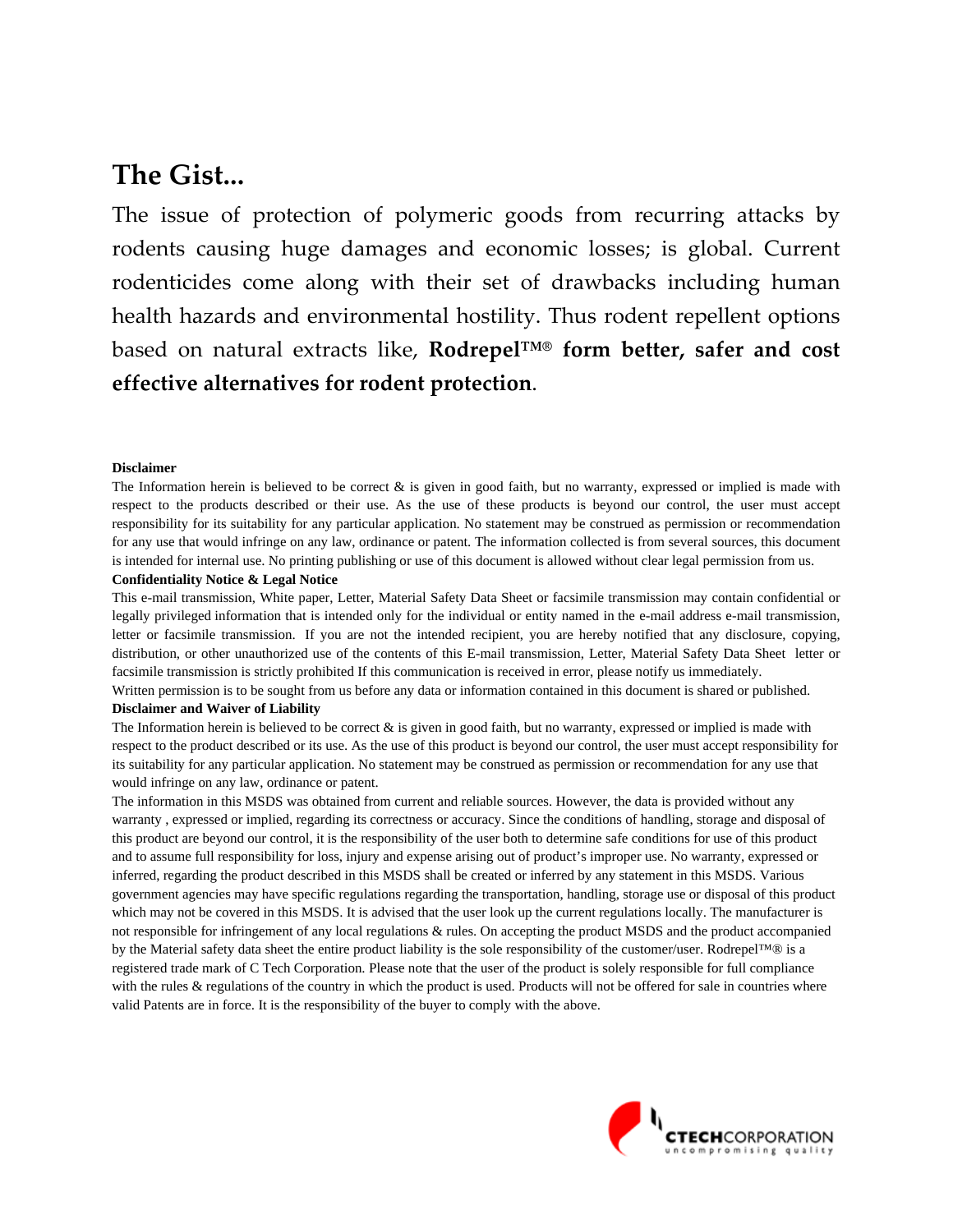# The Gist...

The issue of protection of polymeric goods from recurring attacks by rodents causing huge damages and economic losses; is global. Current rodenticides come along with their set of drawbacks including human health hazards and environmental hostility. Thus rodent repellent options based on natural extracts like, **Rodrepel™® form better, safer and cost effective alternatives for rodent protection**.

**Disclaimer**

The Information herein is believed to be correct & is given in good faith, but no warranty, expressed or implied is made with respect to the products described or their use. As the use of these products is beyond our control, the user must accept responsibility for its suitability for any particular application. No statement may be construed as permission or recommendation for any use that would infringe on any law, ordinance or patent. The information collected is from several sources, this document is intended for internal use. No printing publishing or use of this document is allowed without clear legal permission from us.

**Confidentiality Notice & Legal Notice**

This e-mail transmission, White paper, Letter, Material Safety Data Sheet or facsimile transmission may contain confidential or legally privileged information that is intended only for the individual or entity named in the e-mail address e-mail transmission, letter or facsimile transmission. If you are not the intended recipient, you are hereby notified that any disclosure, copying, distribution, or other unauthorized use of the contents of this E-mail transmission, Letter, Material Safety Data Sheet letter or facsimile transmission is strictly prohibited If this communication is received in error, please notify us immediately.

Written permission is to be sought from us before any data or information contained in this document is shared or published.

**Disclaimer and Waiver of Liability**

The Information herein is believed to be correct & is given in good faith, but no warranty, expressed or implied is made with respect to the product described or its use. As the use of this product is beyond our control, the user must accept responsibility for its suitability for any particular application. No statement may be construed as permission or recommendation for any use that would infringe on any law, ordinance or patent.

The information in this MSDS was obtained from current and reliable sources. However, the data is provided without any warranty , expressed or implied, regarding its correctness or accuracy. Since the conditions of handling, storage and disposal of this product are beyond our control, it is the responsibility of the user both to determine safe conditions for use of this product and to assume full responsibility for loss, injury and expense arising out of product's improper use. No warranty, expressed or inferred, regarding the product described in this MSDS shall be created or inferred by any statement in this MSDS. Various government agencies may have specific regulations regarding the transportation, handling, storage use or disposal of this product which may not be covered in this MSDS. It is advised that the user look up the current regulations locally. The manufacturer is not responsible for infringement of any local regulations & rules. On accepting the product MSDS and the product accompanied by the Material safety data sheet the entire product liability is the sole responsibility of the customer/user. Rodrepel™® is a registered trade mark of C Tech Corporation. Please note that the user of the product is solely responsible for full compliance with the rules & regulations of the country in which the product is used. Products will not be offered for sale in countries where valid Patents are in force. It is the responsibility of the buyer to comply with the above.

CTECHCORPORATION
uncompromising quality